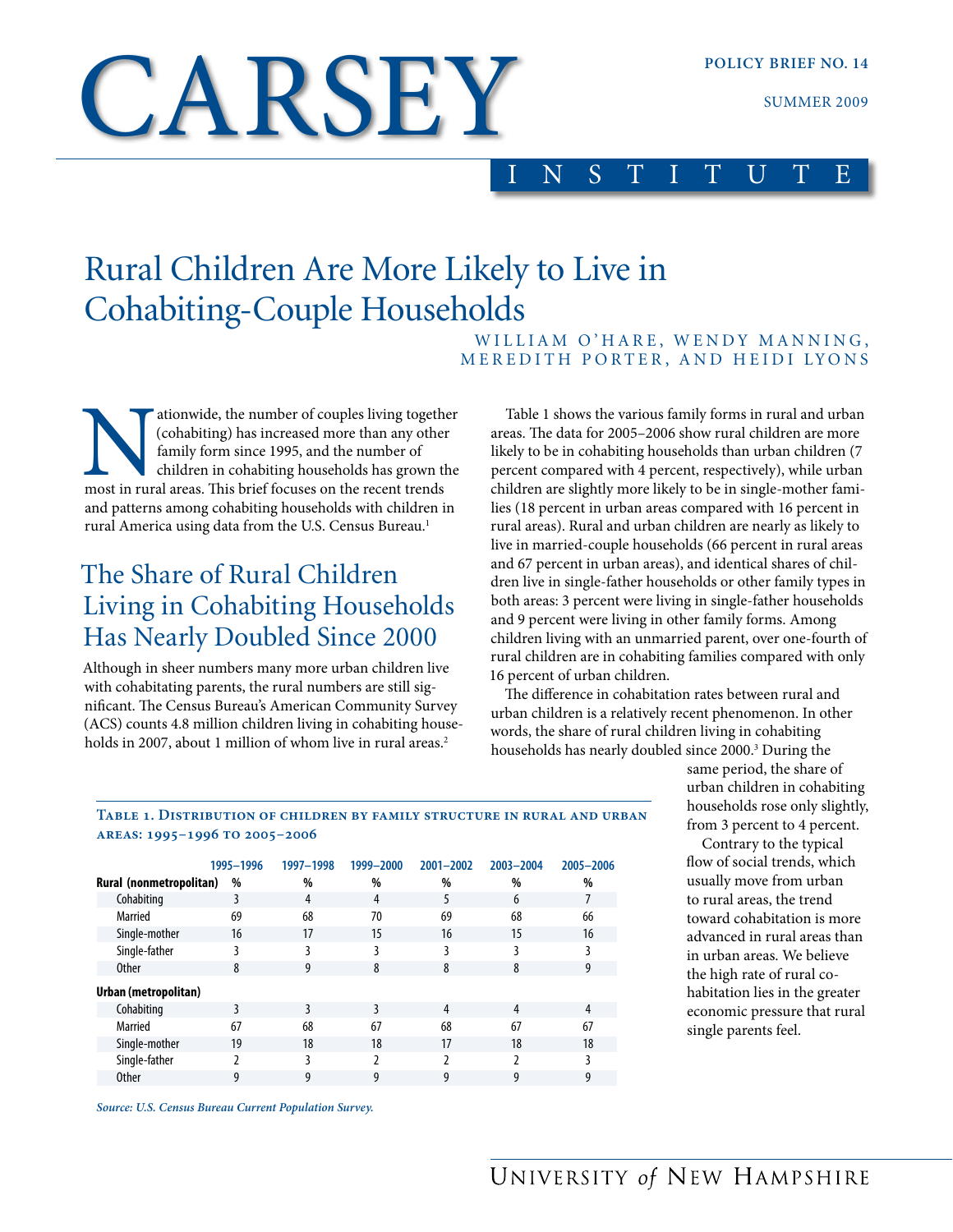# CARSEY INSTITUTE

**POLICY BRIEF NO. 14**

SUMMER 2009

# Rural Children Are More Likely to Live in Cohabiting-Couple Households

WILLIAM O'HARE, WENDY MANNING, MEREDITH PORTER, AND HEIDI LYONS

Nationwide, the number of couples living together (cohabiting) has increased more than any other family form since 1995, and the number of children in cohabiting households has grown the most in rural areas. This brief focuses on the recent trends and patterns among cohabiting households with children in rural America using data from the U.S. Census Bureau.[1]

## The Share of Rural Children Living in Cohabiting Households Has Nearly Doubled Since 2000

Although in sheer numbers many more urban children live with cohabitating parents, the rural numbers are still significant. The Census Bureau's American Community Survey (ACS) counts 4.8 million children living in cohabiting households in 2007, about 1 million of whom live in rural areas.[2]

Table 1 shows the various family forms in rural and urban areas. The data for 2005–2006 show rural children are more likely to be in cohabiting households than urban children (7 percent compared with 4 percent, respectively), while urban children are slightly more likely to be in single-mother families (18 percent in urban areas compared with 16 percent in rural areas). Rural and urban children are nearly as likely to live in married-couple households (66 percent in rural areas and 67 percent in urban areas), and identical shares of children live in single-father households or other family types in both areas: 3 percent were living in single-father households and 9 percent were living in other family forms. Among children living with an unmarried parent, over one-fourth of rural children are in cohabiting families compared with only 16 percent of urban children.

The difference in cohabitation rates between rural and urban children is a relatively recent phenomenon. In other words, the share of rural children living in cohabiting households has nearly doubled since 2000.[3] During the same period, the share of urban children in cohabiting households rose only slightly, from 3 percent to 4 percent.

Contrary to the typical flow of social trends, which usually move from urban to rural areas, the trend toward cohabitation is more advanced in rural areas than in urban areas. We believe the high rate of rural cohabitation lies in the greater economic pressure that rural single parents feel.

**Table 1. Distribution of children by family structure in rural and urban areas: 1995–1996 to 2005–2006**

| | 1995–1996 | 1997–1998 | 1999–2000 | 2001–2002 | 2003–2004 | 2005–2006 |
|---|---|---|---|---|---|---|
| **Rural (nonmetropolitan)** | % | % | % | % | % | % |
| Cohabiting | 3 | 4 | 4 | 5 | 6 | 7 |
| Married | 69 | 68 | 70 | 69 | 68 | 66 |
| Single-mother | 16 | 17 | 15 | 16 | 15 | 16 |
| Single-father | 3 | 3 | 3 | 3 | 3 | 3 |
| Other | 8 | 9 | 8 | 8 | 8 | 9 |
| **Urban (metropolitan)** | | | | | | |
| Cohabiting | 3 | 3 | 3 | 4 | 4 | 4 |
| Married | 67 | 68 | 67 | 68 | 67 | 67 |
| Single-mother | 19 | 18 | 18 | 17 | 18 | 18 |
| Single-father | 2 | 3 | 2 | 2 | 2 | 3 |
| Other | 9 | 9 | 9 | 9 | 9 | 9 |

*Source: U.S. Census Bureau Current Population Survey.*

UNIVERSITY *of* NEW HAMPSHIRE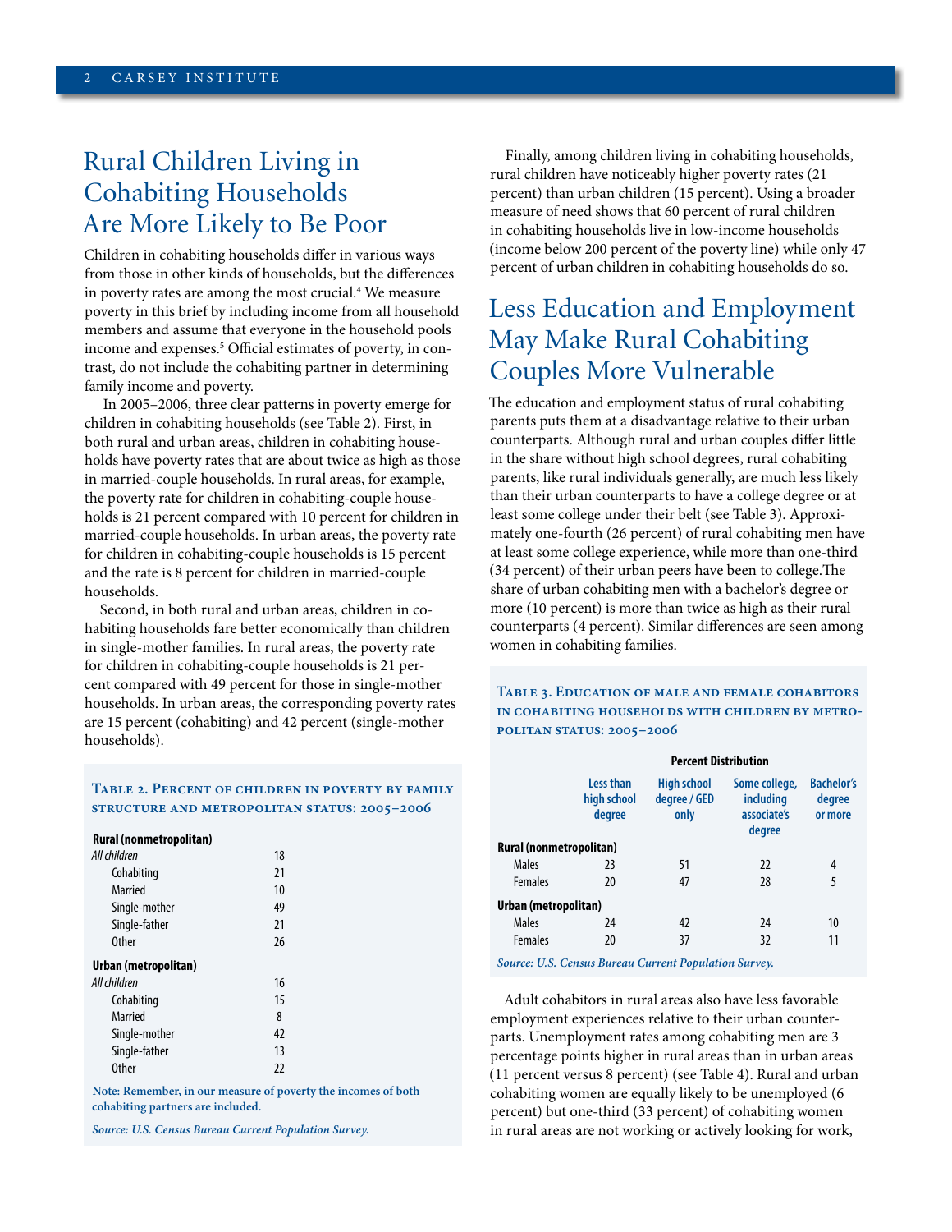## Rural Children Living in Cohabiting Households Are More Likely to Be Poor

Children in cohabiting households differ in various ways from those in other kinds of households, but the differences in poverty rates are among the most crucial.[4] We measure poverty in this brief by including income from all household members and assume that everyone in the household pools income and expenses.[5] Official estimates of poverty, in contrast, do not include the cohabiting partner in determining family income and poverty.

In 2005–2006, three clear patterns in poverty emerge for children in cohabiting households (see Table 2). First, in both rural and urban areas, children in cohabiting households have poverty rates that are about twice as high as those in married-couple households. In rural areas, for example, the poverty rate for children in cohabiting-couple households is 21 percent compared with 10 percent for children in married-couple households. In urban areas, the poverty rate for children in cohabiting-couple households is 15 percent and the rate is 8 percent for children in married-couple households.

Second, in both rural and urban areas, children in cohabiting households fare better economically than children in single-mother families. In rural areas, the poverty rate for children in cohabiting-couple households is 21 percent compared with 49 percent for those in single-mother households. In urban areas, the corresponding poverty rates are 15 percent (cohabiting) and 42 percent (single-mother households).

**Table 2. Percent of children in poverty by family structure and metropolitan status: 2005–2006**

| | |
|---|---|
| **Rural (nonmetropolitan)** | |
| *All children* | 18 |
| Cohabiting | 21 |
| Married | 10 |
| Single-mother | 49 |
| Single-father | 21 |
| Other | 26 |
| **Urban (metropolitan)** | |
| *All children* | 16 |
| Cohabiting | 15 |
| Married | 8 |
| Single-mother | 42 |
| Single-father | 13 |
| Other | 22 |

Note: Remember, in our measure of poverty the incomes of both cohabiting partners are included.

*Source: U.S. Census Bureau Current Population Survey.*

Finally, among children living in cohabiting households, rural children have noticeably higher poverty rates (21 percent) than urban children (15 percent). Using a broader measure of need shows that 60 percent of rural children in cohabiting households live in low-income households (income below 200 percent of the poverty line) while only 47 percent of urban children in cohabiting households do so.

## Less Education and Employment May Make Rural Cohabiting Couples More Vulnerable

The education and employment status of rural cohabiting parents puts them at a disadvantage relative to their urban counterparts. Although rural and urban couples differ little in the share without high school degrees, rural cohabiting parents, like rural individuals generally, are much less likely than their urban counterparts to have a college degree or at least some college under their belt (see Table 3). Approximately one-fourth (26 percent) of rural cohabiting men have at least some college experience, while more than one-third (34 percent) of their urban peers have been to college. The share of urban cohabiting men with a bachelor's degree or more (10 percent) is more than twice as high as their rural counterparts (4 percent). Similar differences are seen among women in cohabiting families.

**Table 3. Education of male and female cohabitors in cohabiting households with children by metropolitan status: 2005–2006**

| | Percent Distribution | | | |
|---|---|---|---|---|
| | Less than high school degree | High school degree / GED only | Some college, including associate's degree | Bachelor's degree or more |
| **Rural (nonmetropolitan)** | | | | |
| Males | 23 | 51 | 22 | 4 |
| Females | 20 | 47 | 28 | 5 |
| **Urban (metropolitan)** | | | | |
| Males | 24 | 42 | 24 | 10 |
| Females | 20 | 37 | 32 | 11 |

*Source: U.S. Census Bureau Current Population Survey.*

Adult cohabitors in rural areas also have less favorable employment experiences relative to their urban counterparts. Unemployment rates among cohabiting men are 3 percentage points higher in rural areas than in urban areas (11 percent versus 8 percent) (see Table 4). Rural and urban cohabiting women are equally likely to be unemployed (6 percent) but one-third (33 percent) of cohabiting women in rural areas are not working or actively looking for work,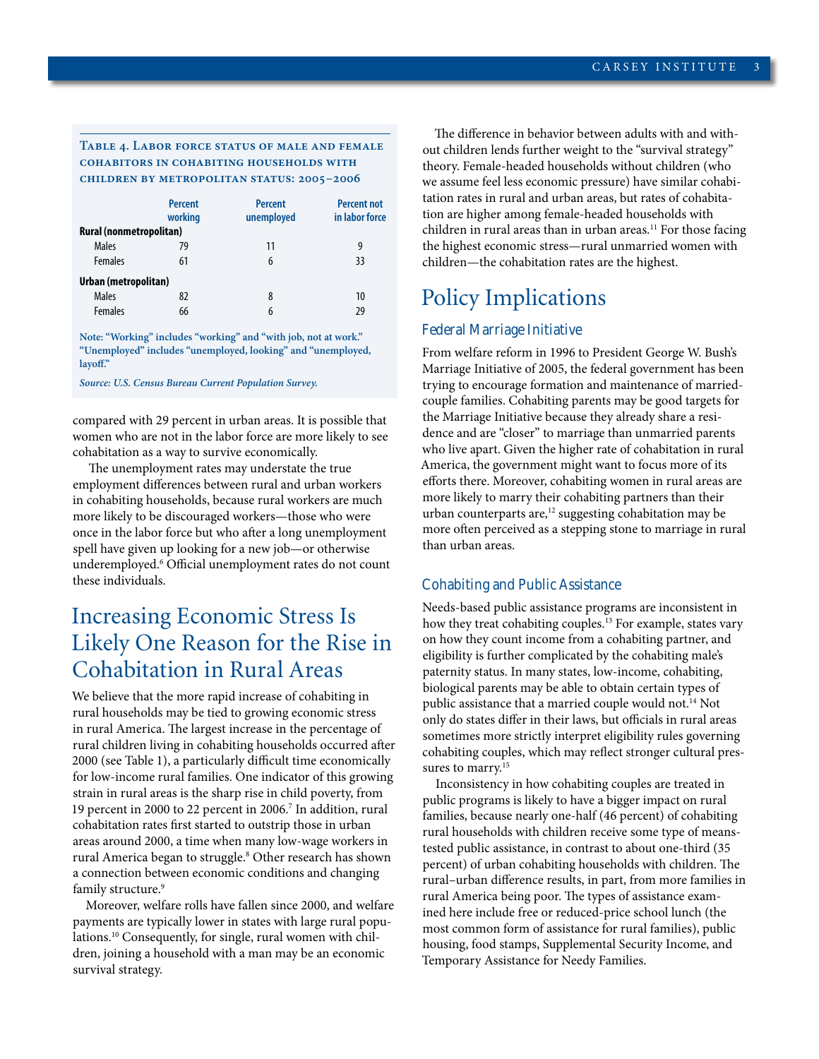**Table 4. Labor force status of male and female cohabitors in cohabiting households with children by metropolitan status: 2005–2006**

| | Percent working | Percent unemployed | Percent not in labor force |
|---|---|---|---|
| **Rural (nonmetropolitan)** | | | |
| Males | 79 | 11 | 9 |
| Females | 61 | 6 | 33 |
| **Urban (metropolitan)** | | | |
| Males | 82 | 8 | 10 |
| Females | 66 | 6 | 29 |

Note: "Working" includes "working" and "with job, not at work." "Unemployed" includes "unemployed, looking" and "unemployed, layoff."

*Source: U.S. Census Bureau Current Population Survey.*

compared with 29 percent in urban areas. It is possible that women who are not in the labor force are more likely to see cohabitation as a way to survive economically.

The unemployment rates may understate the true employment differences between rural and urban workers in cohabiting households, because rural workers are much more likely to be discouraged workers—those who were once in the labor force but who after a long unemployment spell have given up looking for a new job—or otherwise underemployed.[6] Official unemployment rates do not count these individuals.

## Increasing Economic Stress Is Likely One Reason for the Rise in Cohabitation in Rural Areas

We believe that the more rapid increase of cohabiting in rural households may be tied to growing economic stress in rural America. The largest increase in the percentage of rural children living in cohabiting households occurred after 2000 (see Table 1), a particularly difficult time economically for low-income rural families. One indicator of this growing strain in rural areas is the sharp rise in child poverty, from 19 percent in 2000 to 22 percent in 2006.[7] In addition, rural cohabitation rates first started to outstrip those in urban areas around 2000, a time when many low-wage workers in rural America began to struggle.[8] Other research has shown a connection between economic conditions and changing family structure.[9]

Moreover, welfare rolls have fallen since 2000, and welfare payments are typically lower in states with large rural populations.[10] Consequently, for single, rural women with children, joining a household with a man may be an economic survival strategy.

The difference in behavior between adults with and without children lends further weight to the "survival strategy" theory. Female-headed households without children (who we assume feel less economic pressure) have similar cohabitation rates in rural and urban areas, but rates of cohabitation are higher among female-headed households with children in rural areas than in urban areas.[11] For those facing the highest economic stress—rural unmarried women with children—the cohabitation rates are the highest.

## Policy Implications

### Federal Marriage Initiative

From welfare reform in 1996 to President George W. Bush's Marriage Initiative of 2005, the federal government has been trying to encourage formation and maintenance of married-couple families. Cohabiting parents may be good targets for the Marriage Initiative because they already share a residence and are "closer" to marriage than unmarried parents who live apart. Given the higher rate of cohabitation in rural America, the government might want to focus more of its efforts there. Moreover, cohabiting women in rural areas are more likely to marry their cohabiting partners than their urban counterparts are,[12] suggesting cohabitation may be more often perceived as a stepping stone to marriage in rural than urban areas.

### Cohabiting and Public Assistance

Needs-based public assistance programs are inconsistent in how they treat cohabiting couples.[13] For example, states vary on how they count income from a cohabiting partner, and eligibility is further complicated by the cohabiting male's paternity status. In many states, low-income, cohabiting, biological parents may be able to obtain certain types of public assistance that a married couple would not.[14] Not only do states differ in their laws, but officials in rural areas sometimes more strictly interpret eligibility rules governing cohabiting couples, which may reflect stronger cultural pressures to marry.[15]

Inconsistency in how cohabiting couples are treated in public programs is likely to have a bigger impact on rural families, because nearly one-half (46 percent) of cohabiting rural households with children receive some type of means-tested public assistance, in contrast to about one-third (35 percent) of urban cohabiting households with children. The rural–urban difference results, in part, from more families in rural America being poor. The types of assistance examined here include free or reduced-price school lunch (the most common form of assistance for rural families), public housing, food stamps, Supplemental Security Income, and Temporary Assistance for Needy Families.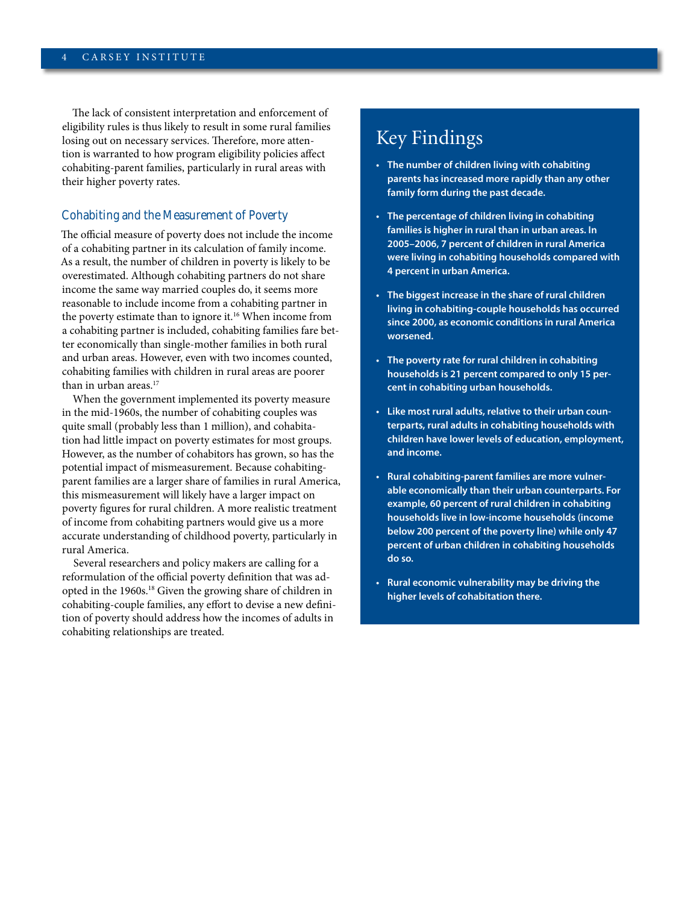The lack of consistent interpretation and enforcement of eligibility rules is thus likely to result in some rural families losing out on necessary services. Therefore, more attention is warranted to how program eligibility policies affect cohabiting-parent families, particularly in rural areas with their higher poverty rates.

### Cohabiting and the Measurement of Poverty

The official measure of poverty does not include the income of a cohabiting partner in its calculation of family income. As a result, the number of children in poverty is likely to be overestimated. Although cohabiting partners do not share income the same way married couples do, it seems more reasonable to include income from a cohabiting partner in the poverty estimate than to ignore it.[16] When income from a cohabiting partner is included, cohabiting families fare better economically than single-mother families in both rural and urban areas. However, even with two incomes counted, cohabiting families with children in rural areas are poorer than in urban areas.[17]

When the government implemented its poverty measure in the mid-1960s, the number of cohabiting couples was quite small (probably less than 1 million), and cohabitation had little impact on poverty estimates for most groups. However, as the number of cohabitors has grown, so has the potential impact of mismeasurement. Because cohabiting-parent families are a larger share of families in rural America, this mismeasurement will likely have a larger impact on poverty figures for rural children. A more realistic treatment of income from cohabiting partners would give us a more accurate understanding of childhood poverty, particularly in rural America.

Several researchers and policy makers are calling for a reformulation of the official poverty definition that was adopted in the 1960s.[18] Given the growing share of children in cohabiting-couple families, any effort to devise a new definition of poverty should address how the incomes of adults in cohabiting relationships are treated.

## Key Findings

- **The number of children living with cohabiting parents has increased more rapidly than any other family form during the past decade.**
- **The percentage of children living in cohabiting families is higher in rural than in urban areas. In 2005–2006, 7 percent of children in rural America were living in cohabiting households compared with 4 percent in urban America.**
- **The biggest increase in the share of rural children living in cohabiting-couple households has occurred since 2000, as economic conditions in rural America worsened.**
- **The poverty rate for rural children in cohabiting households is 21 percent compared to only 15 percent in cohabiting urban households.**
- **Like most rural adults, relative to their urban counterparts, rural adults in cohabiting households with children have lower levels of education, employment, and income.**
- **Rural cohabiting-parent families are more vulnerable economically than their urban counterparts. For example, 60 percent of rural children in cohabiting households live in low-income households (income below 200 percent of the poverty line) while only 47 percent of urban children in cohabiting households do so.**
- **Rural economic vulnerability may be driving the higher levels of cohabitation there.**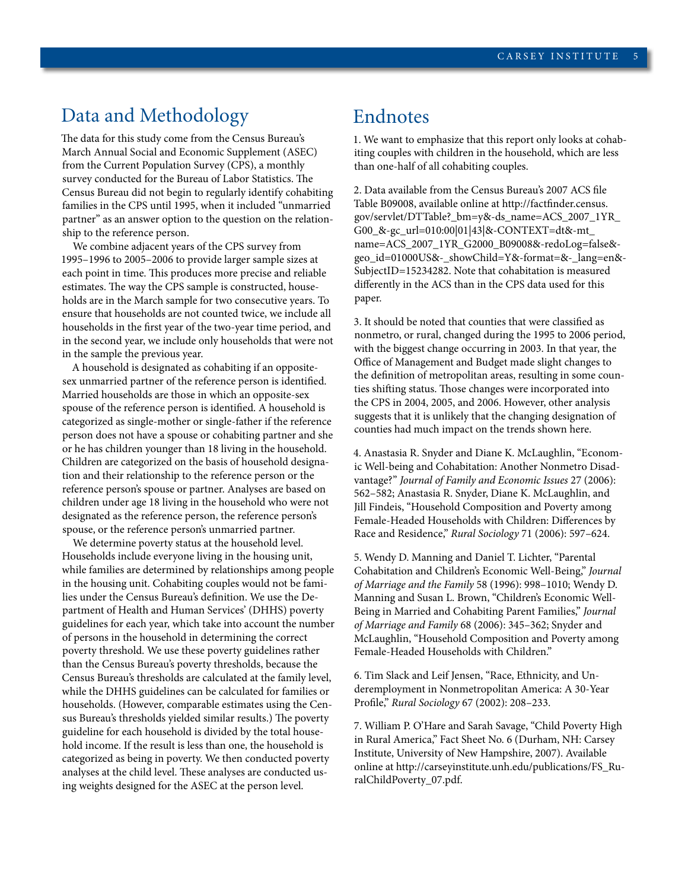## Data and Methodology

The data for this study come from the Census Bureau's March Annual Social and Economic Supplement (ASEC) from the Current Population Survey (CPS), a monthly survey conducted for the Bureau of Labor Statistics. The Census Bureau did not begin to regularly identify cohabiting families in the CPS until 1995, when it included "unmarried partner" as an answer option to the question on the relationship to the reference person.

We combine adjacent years of the CPS survey from 1995–1996 to 2005–2006 to provide larger sample sizes at each point in time. This produces more precise and reliable estimates. The way the CPS sample is constructed, households are in the March sample for two consecutive years. To ensure that households are not counted twice, we include all households in the first year of the two-year time period, and in the second year, we include only households that were not in the sample the previous year.

A household is designated as cohabiting if an opposite-sex unmarried partner of the reference person is identified. Married households are those in which an opposite-sex spouse of the reference person is identified. A household is categorized as single-mother or single-father if the reference person does not have a spouse or cohabiting partner and she or he has children younger than 18 living in the household. Children are categorized on the basis of household designation and their relationship to the reference person or the reference person's spouse or partner. Analyses are based on children under age 18 living in the household who were not designated as the reference person, the reference person's spouse, or the reference person's unmarried partner.

We determine poverty status at the household level. Households include everyone living in the housing unit, while families are determined by relationships among people in the housing unit. Cohabiting couples would not be families under the Census Bureau's definition. We use the Department of Health and Human Services' (DHHS) poverty guidelines for each year, which take into account the number of persons in the household in determining the correct poverty threshold. We use these poverty guidelines rather than the Census Bureau's poverty thresholds, because the Census Bureau's thresholds are calculated at the family level, while the DHHS guidelines can be calculated for families or households. (However, comparable estimates using the Census Bureau's thresholds yielded similar results.) The poverty guideline for each household is divided by the total household income. If the result is less than one, the household is categorized as being in poverty. We then conducted poverty analyses at the child level. These analyses are conducted using weights designed for the ASEC at the person level.

## Endnotes

1. We want to emphasize that this report only looks at cohabiting couples with children in the household, which are less than one-half of all cohabiting couples.

2. Data available from the Census Bureau's 2007 ACS file Table B09008, available online at http://factfinder.census.gov/servlet/DTTable?_bm=y&-ds_name=ACS_2007_1YR_G00_&-gc_url=010:00|01|43|&-CONTEXT=dt&-mt_name=ACS_2007_1YR_G2000_B09008&-redoLog=false&-geo_id=01000US&-_showChild=Y&-format=&-_lang=en&-SubjectID=15234282. Note that cohabitation is measured differently in the ACS than in the CPS data used for this paper.

3. It should be noted that counties that were classified as nonmetro, or rural, changed during the 1995 to 2006 period, with the biggest change occurring in 2003. In that year, the Office of Management and Budget made slight changes to the definition of metropolitan areas, resulting in some counties shifting status. Those changes were incorporated into the CPS in 2004, 2005, and 2006. However, other analysis suggests that it is unlikely that the changing designation of counties had much impact on the trends shown here.

4. Anastasia R. Snyder and Diane K. McLaughlin, "Economic Well-being and Cohabitation: Another Nonmetro Disadvantage?" *Journal of Family and Economic Issues* 27 (2006): 562–582; Anastasia R. Snyder, Diane K. McLaughlin, and Jill Findeis, "Household Composition and Poverty among Female-Headed Households with Children: Differences by Race and Residence," *Rural Sociology* 71 (2006): 597–624.

5. Wendy D. Manning and Daniel T. Lichter, "Parental Cohabitation and Children's Economic Well-Being," *Journal of Marriage and the Family* 58 (1996): 998–1010; Wendy D. Manning and Susan L. Brown, "Children's Economic Well-Being in Married and Cohabiting Parent Families," *Journal of Marriage and Family* 68 (2006): 345–362; Snyder and McLaughlin, "Household Composition and Poverty among Female-Headed Households with Children."

6. Tim Slack and Leif Jensen, "Race, Ethnicity, and Underemployment in Nonmetropolitan America: A 30-Year Profile," *Rural Sociology* 67 (2002): 208–233.

7. William P. O'Hare and Sarah Savage, "Child Poverty High in Rural America," Fact Sheet No. 6 (Durham, NH: Carsey Institute, University of New Hampshire, 2007). Available online at http://carseyinstitute.unh.edu/publications/FS_RuralChildPoverty_07.pdf.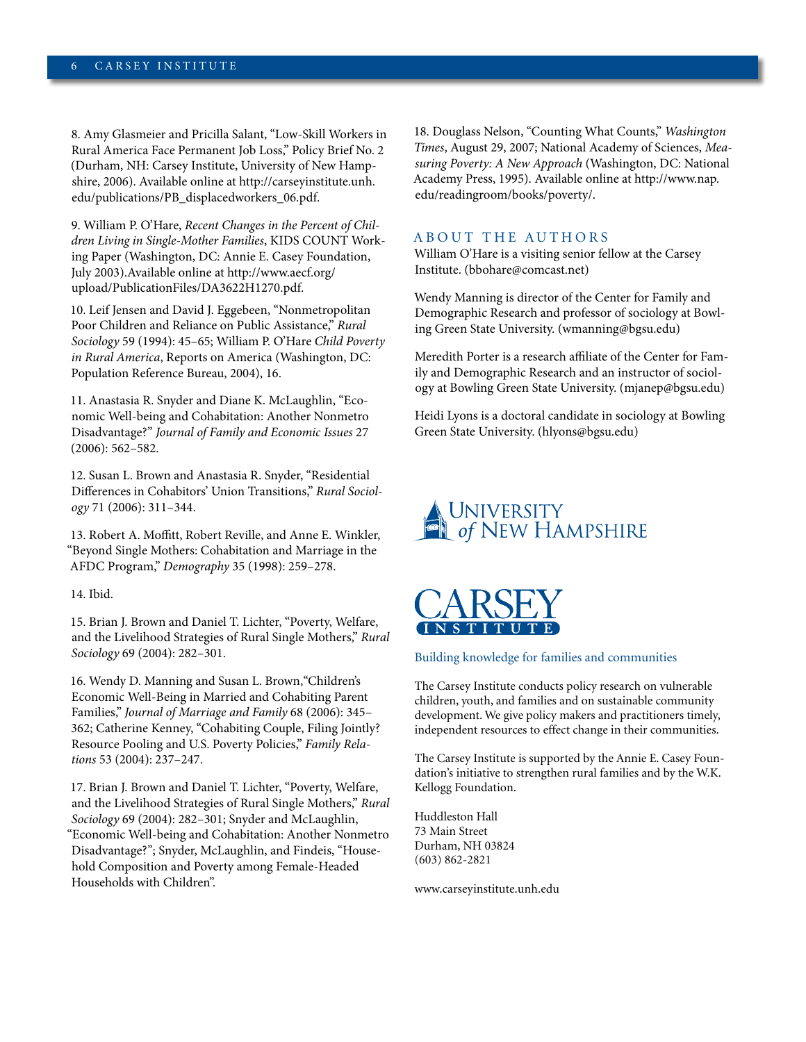8. Amy Glasmeier and Pricilla Salant, "Low-Skill Workers in Rural America Face Permanent Job Loss," Policy Brief No. 2 (Durham, NH: Carsey Institute, University of New Hampshire, 2006). Available online at http://carseyinstitute.unh.edu/publications/PB_displacedworkers_06.pdf.

9. William P. O'Hare, *Recent Changes in the Percent of Children Living in Single-Mother Families*, KIDS COUNT Working Paper (Washington, DC: Annie E. Casey Foundation, July 2003).Available online at http://www.aecf.org/upload/PublicationFiles/DA3622H1270.pdf.

10. Leif Jensen and David J. Eggebeen, "Nonmetropolitan Poor Children and Reliance on Public Assistance," *Rural Sociology* 59 (1994): 45–65; William P. O'Hare *Child Poverty in Rural America*, Reports on America (Washington, DC: Population Reference Bureau, 2004), 16.

11. Anastasia R. Snyder and Diane K. McLaughlin, "Economic Well-being and Cohabitation: Another Nonmetro Disadvantage?" *Journal of Family and Economic Issues* 27 (2006): 562–582.

12. Susan L. Brown and Anastasia R. Snyder, "Residential Differences in Cohabitors' Union Transitions," *Rural Sociology* 71 (2006): 311–344.

13. Robert A. Moffitt, Robert Reville, and Anne E. Winkler, "Beyond Single Mothers: Cohabitation and Marriage in the AFDC Program," *Demography* 35 (1998): 259–278.

14. Ibid.

15. Brian J. Brown and Daniel T. Lichter, "Poverty, Welfare, and the Livelihood Strategies of Rural Single Mothers," *Rural Sociology* 69 (2004): 282–301.

16. Wendy D. Manning and Susan L. Brown,"Children's Economic Well-Being in Married and Cohabiting Parent Families," *Journal of Marriage and Family* 68 (2006): 345–362; Catherine Kenney, "Cohabiting Couple, Filing Jointly? Resource Pooling and U.S. Poverty Policies," *Family Relations* 53 (2004): 237–247.

17. Brian J. Brown and Daniel T. Lichter, "Poverty, Welfare, and the Livelihood Strategies of Rural Single Mothers," *Rural Sociology* 69 (2004): 282–301; Snyder and McLaughlin, "Economic Well-being and Cohabitation: Another Nonmetro Disadvantage?"; Snyder, McLaughlin, and Findeis, "Household Composition and Poverty among Female-Headed Households with Children".

18. Douglass Nelson, "Counting What Counts," *Washington Times*, August 29, 2007; National Academy of Sciences, *Measuring Poverty: A New Approach* (Washington, DC: National Academy Press, 1995). Available online at http://www.nap.edu/readingroom/books/poverty/.

## About the Authors

William O'Hare is a visiting senior fellow at the Carsey Institute. (bbohare@comcast.net)

Wendy Manning is director of the Center for Family and Demographic Research and professor of sociology at Bowling Green State University. (wmanning@bgsu.edu)

Meredith Porter is a research affiliate of the Center for Family and Demographic Research and an instructor of sociology at Bowling Green State University. (mjanep@bgsu.edu)

Heidi Lyons is a doctoral candidate in sociology at Bowling Green State University. (hlyons@bgsu.edu)

University of New Hampshire

Carsey Institute

Building knowledge for families and communities

The Carsey Institute conducts policy research on vulnerable children, youth, and families and on sustainable community development. We give policy makers and practitioners timely, independent resources to effect change in their communities.

The Carsey Institute is supported by the Annie E. Casey Foundation's initiative to strengthen rural families and by the W.K. Kellogg Foundation.

Huddleston Hall
73 Main Street
Durham, NH 03824
(603) 862-2821

www.carseyinstitute.unh.edu